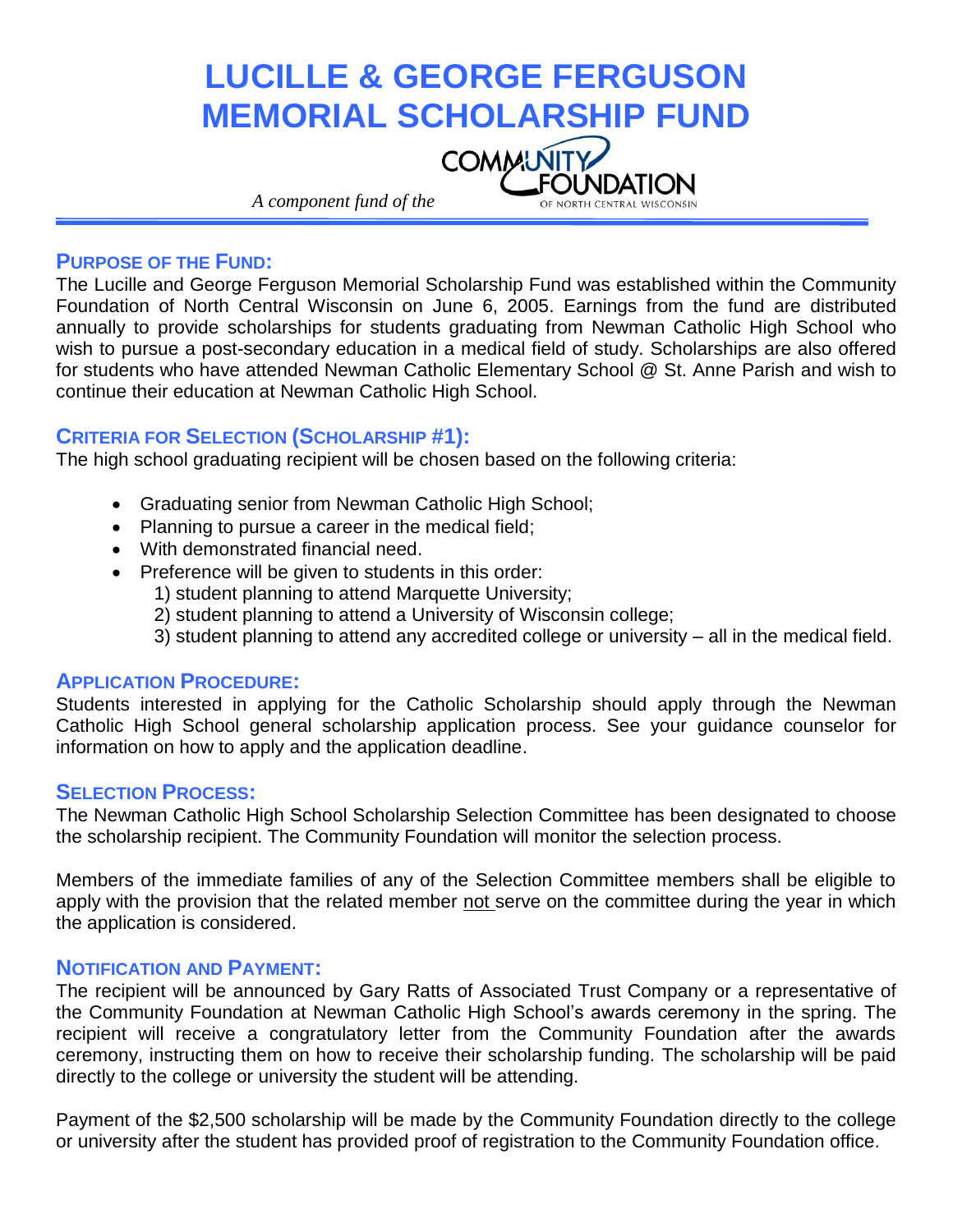# LUCILLE & GEORGE FERGUSON MEMORIAL SCHOLARSHIP FUND

*A component fund of the* Community Foundation of North Central Wisconsin

## PURPOSE OF THE FUND:

The Lucille and George Ferguson Memorial Scholarship Fund was established within the Community Foundation of North Central Wisconsin on June 6, 2005. Earnings from the fund are distributed annually to provide scholarships for students graduating from Newman Catholic High School who wish to pursue a post-secondary education in a medical field of study. Scholarships are also offered for students who have attended Newman Catholic Elementary School @ St. Anne Parish and wish to continue their education at Newman Catholic High School.

## CRITERIA FOR SELECTION (SCHOLARSHIP #1):

The high school graduating recipient will be chosen based on the following criteria:

- Graduating senior from Newman Catholic High School;
- Planning to pursue a career in the medical field;
- With demonstrated financial need.
- Preference will be given to students in this order:
  1) student planning to attend Marquette University;
  2) student planning to attend a University of Wisconsin college;
  3) student planning to attend any accredited college or university – all in the medical field.

## APPLICATION PROCEDURE:

Students interested in applying for the Catholic Scholarship should apply through the Newman Catholic High School general scholarship application process. See your guidance counselor for information on how to apply and the application deadline.

## SELECTION PROCESS:

The Newman Catholic High School Scholarship Selection Committee has been designated to choose the scholarship recipient. The Community Foundation will monitor the selection process.

Members of the immediate families of any of the Selection Committee members shall be eligible to apply with the provision that the related member not serve on the committee during the year in which the application is considered.

## NOTIFICATION AND PAYMENT:

The recipient will be announced by Gary Ratts of Associated Trust Company or a representative of the Community Foundation at Newman Catholic High School's awards ceremony in the spring. The recipient will receive a congratulatory letter from the Community Foundation after the awards ceremony, instructing them on how to receive their scholarship funding. The scholarship will be paid directly to the college or university the student will be attending.

Payment of the $2,500 scholarship will be made by the Community Foundation directly to the college or university after the student has provided proof of registration to the Community Foundation office.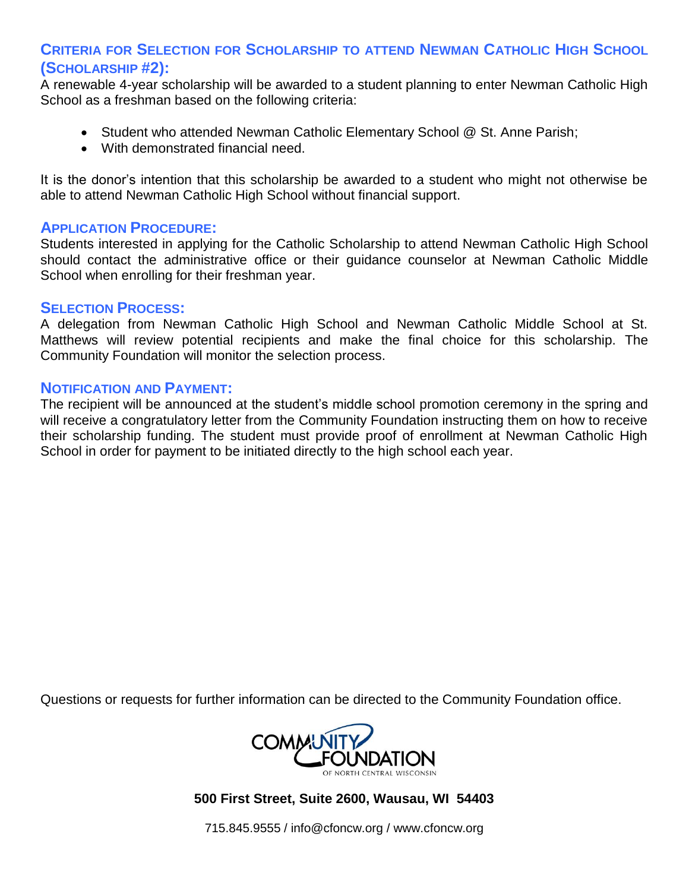## Criteria for Selection for Scholarship to attend Newman Catholic High School (Scholarship #2):

A renewable 4-year scholarship will be awarded to a student planning to enter Newman Catholic High School as a freshman based on the following criteria:

- Student who attended Newman Catholic Elementary School @ St. Anne Parish;
- With demonstrated financial need.

It is the donor's intention that this scholarship be awarded to a student who might not otherwise be able to attend Newman Catholic High School without financial support.

## Application Procedure:

Students interested in applying for the Catholic Scholarship to attend Newman Catholic High School should contact the administrative office or their guidance counselor at Newman Catholic Middle School when enrolling for their freshman year.

## Selection Process:

A delegation from Newman Catholic High School and Newman Catholic Middle School at St. Matthews will review potential recipients and make the final choice for this scholarship. The Community Foundation will monitor the selection process.

## Notification and Payment:

The recipient will be announced at the student's middle school promotion ceremony in the spring and will receive a congratulatory letter from the Community Foundation instructing them on how to receive their scholarship funding. The student must provide proof of enrollment at Newman Catholic High School in order for payment to be initiated directly to the high school each year.

Questions or requests for further information can be directed to the Community Foundation office.

COMMUNITY FOUNDATION
OF NORTH CENTRAL WISCONSIN

**500 First Street, Suite 2600, Wausau, WI 54403**

715.845.9555 / info@cfoncw.org / www.cfoncw.org